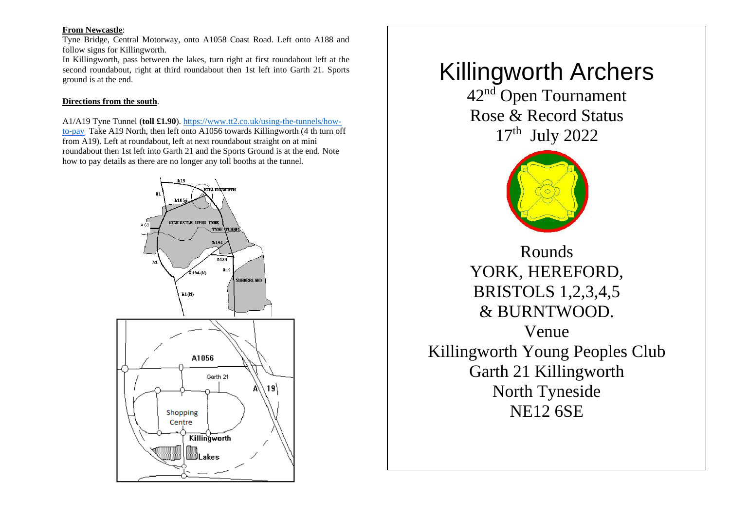**From Newcastle**:

Tyne Bridge, Central Motorway, onto A1058 Coast Road. Left onto A188 and follow signs for Killingworth.

In Killingworth, pass between the lakes, turn right at first roundabout left at the second roundabout, right at third roundabout then 1st left into Garth 21. Sports ground is at the end.

**Directions from the south**.

A1/A19 Tyne Tunnel (**toll £1.90**). https://www.tt2.co.uk/using-the-tunnels/how-to-pay Take A19 North, then left onto A1056 towards Killingworth (4 th turn off from A19). Left at roundabout, left at next roundabout straight on at mini roundabout then 1st left into Garth 21 and the Sports Ground is at the end. Note how to pay details as there are no longer any toll booths at the tunnel.

# Killingworth Archers

## 42nd Open Tournament
## Rose & Record Status
## 17th July 2022

Rounds

YORK, HEREFORD,
BRISTOLS 1,2,3,4,5
& BURNTWOOD.

Venue

Killingworth Young Peoples Club
Garth 21 Killingworth
North Tyneside
NE12 6SE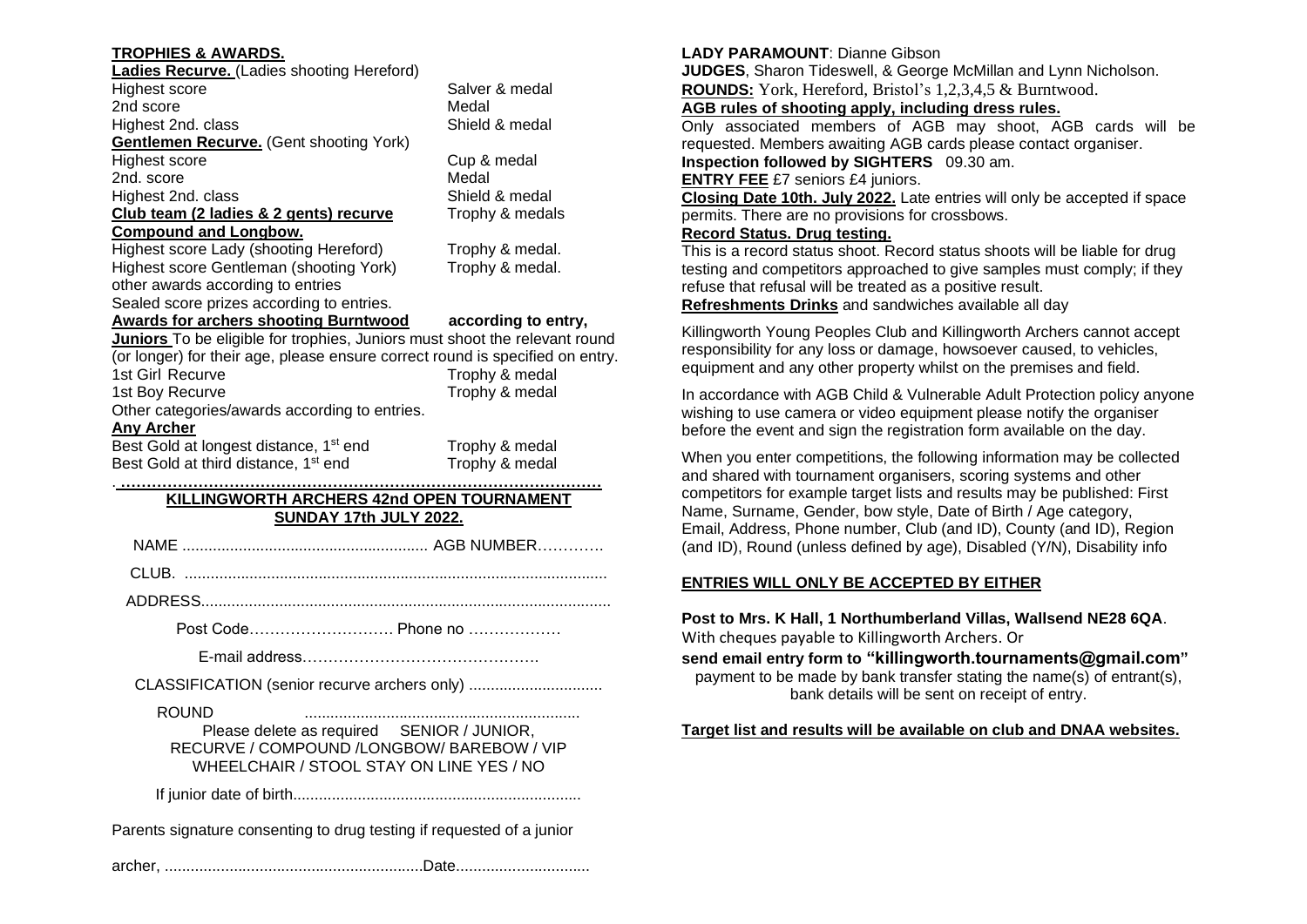**TROPHIES & AWARDS.**

**Ladies Recurve.** (Ladies shooting Hereford)

| | |
|---|---|
| Highest score | Salver & medal |
| 2nd score | Medal |
| Highest 2nd. class | Shield & medal |

**Gentlemen Recurve.** (Gent shooting York)

| | |
|---|---|
| Highest score | Cup & medal |
| 2nd. score | Medal |
| Highest 2nd. class | Shield & medal |
| **Club team (2 ladies & 2 gents) recurve** | Trophy & medals |

**Compound and Longbow.**

| | |
|---|---|
| Highest score Lady (shooting Hereford) | Trophy & medal. |
| Highest score Gentleman (shooting York) | Trophy & medal. |

other awards according to entries

Sealed score prizes according to entries.

**Awards for archers shooting Burntwood** **according to entry,**

**Juniors** To be eligible for trophies, Juniors must shoot the relevant round (or longer) for their age, please ensure correct round is specified on entry.

| | |
|---|---|
| 1st Girl Recurve | Trophy & medal |
| 1st Boy Recurve | Trophy & medal |

Other categories/awards according to entries.

**Any Archer**

| | |
|---|---|
| Best Gold at longest distance, 1st end | Trophy & medal |
| Best Gold at third distance, 1st end | Trophy & medal |

.……………………………………………………………………………………

**KILLINGWORTH ARCHERS 42nd OPEN TOURNAMENT**
**SUNDAY 17th JULY 2022.**

NAME ......................................................... AGB NUMBER………….

CLUB. ..................................................................................................

ADDRESS...............................................................................................

Post Code………………………. Phone no ………………

E-mail address……………………………………….

CLASSIFICATION (senior recurve archers only) ...............................

ROUND ................................................................

Please delete as required SENIOR / JUNIOR,
RECURVE / COMPOUND /LONGBOW/ BAREBOW / VIP
WHEELCHAIR / STOOL STAY ON LINE YES / NO

If junior date of birth..................................................................

Parents signature consenting to drug testing if requested of a junior

archer, ...........................................................Date...............................

**LADY PARAMOUNT**: Dianne Gibson

**JUDGES**, Sharon Tideswell, & George McMillan and Lynn Nicholson.

**ROUNDS:** York, Hereford, Bristol's 1,2,3,4,5 & Burntwood.

**AGB rules of shooting apply, including dress rules.**

Only associated members of AGB may shoot, AGB cards will be requested. Members awaiting AGB cards please contact organiser.

**Inspection followed by SIGHTERS** 09.30 am.

**ENTRY FEE** £7 seniors £4 juniors.

**Closing Date 10th. July 2022.** Late entries will only be accepted if space permits. There are no provisions for crossbows.

**Record Status. Drug testing.**

This is a record status shoot. Record status shoots will be liable for drug testing and competitors approached to give samples must comply; if they refuse that refusal will be treated as a positive result.

**Refreshments Drinks** and sandwiches available all day

Killingworth Young Peoples Club and Killingworth Archers cannot accept responsibility for any loss or damage, howsoever caused, to vehicles, equipment and any other property whilst on the premises and field.

In accordance with AGB Child & Vulnerable Adult Protection policy anyone wishing to use camera or video equipment please notify the organiser before the event and sign the registration form available on the day.

When you enter competitions, the following information may be collected and shared with tournament organisers, scoring systems and other competitors for example target lists and results may be published: First Name, Surname, Gender, bow style, Date of Birth / Age category, Email, Address, Phone number, Club (and ID), County (and ID), Region (and ID), Round (unless defined by age), Disabled (Y/N), Disability info

**ENTRIES WILL ONLY BE ACCEPTED BY EITHER**

**Post to Mrs. K Hall, 1 Northumberland Villas, Wallsend NE28 6QA**.
With cheques payable to Killingworth Archers. Or

**send email entry form to "killingworth.tournaments@gmail.com"**
payment to be made by bank transfer stating the name(s) of entrant(s), bank details will be sent on receipt of entry.

**Target list and results will be available on club and DNAA websites.**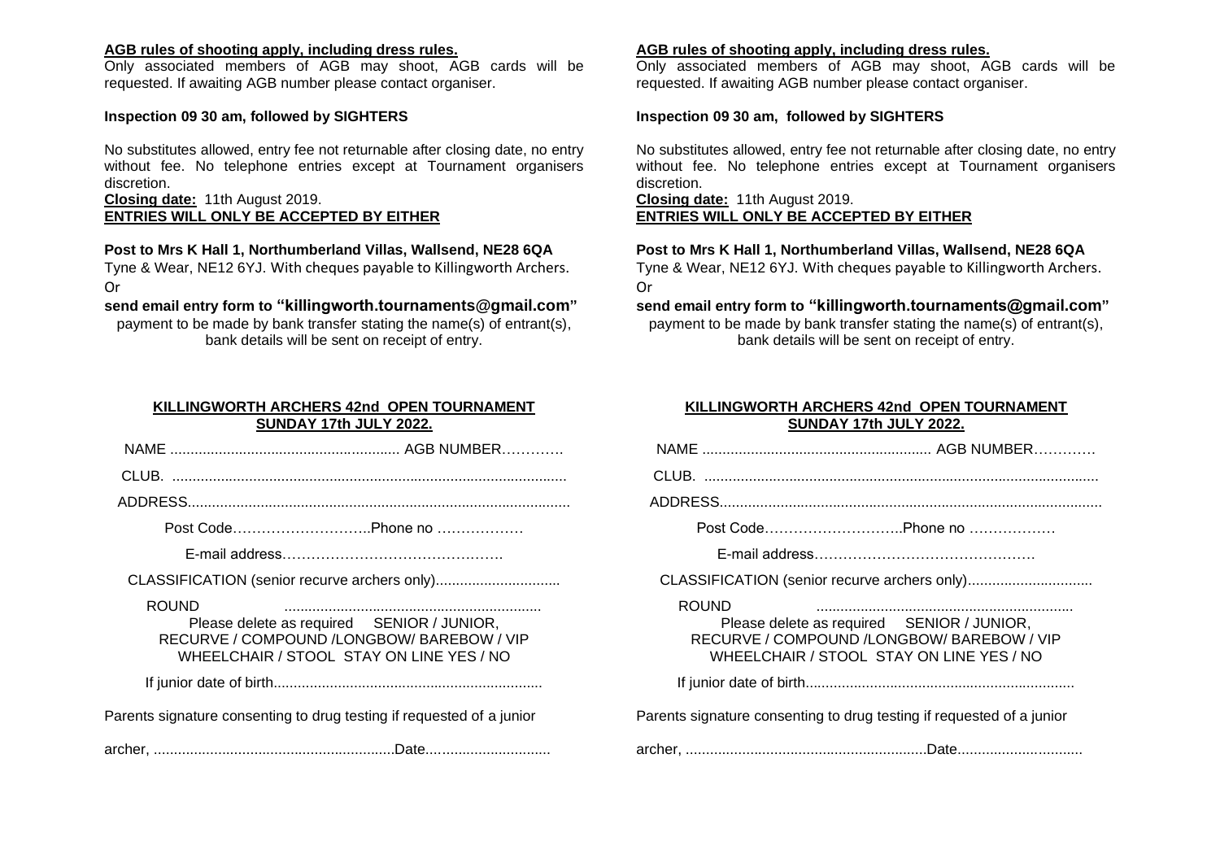**AGB rules of shooting apply, including dress rules.**
Only associated members of AGB may shoot, AGB cards will be requested. If awaiting AGB number please contact organiser.

**Inspection 09 30 am, followed by SIGHTERS**

No substitutes allowed, entry fee not returnable after closing date, no entry without fee. No telephone entries except at Tournament organisers discretion.

**Closing date:** 11th August 2019.

**ENTRIES WILL ONLY BE ACCEPTED BY EITHER**

**Post to Mrs K Hall 1, Northumberland Villas, Wallsend, NE28 6QA**
Tyne & Wear, NE12 6YJ. With cheques payable to Killingworth Archers.
Or

**send email entry form to "killingworth.tournaments@gmail.com"**
payment to be made by bank transfer stating the name(s) of entrant(s), bank details will be sent on receipt of entry.

**KILLINGWORTH ARCHERS 42nd OPEN TOURNAMENT**
**SUNDAY 17th JULY 2022.**

NAME ......................................................... AGB NUMBER………….

CLUB. ..................................................................................................

ADDRESS...............................................................................................

Post Code………………………..Phone no ………………

E-mail address……………………………………….

CLASSIFICATION (senior recurve archers only)...............................

ROUND ................................................................

Please delete as required SENIOR / JUNIOR,
RECURVE / COMPOUND /LONGBOW/ BAREBOW / VIP
WHEELCHAIR / STOOL STAY ON LINE YES / NO

If junior date of birth...................................................................

Parents signature consenting to drug testing if requested of a junior archer, ............................................................Date...............................

---

**AGB rules of shooting apply, including dress rules.**
Only associated members of AGB may shoot, AGB cards will be requested. If awaiting AGB number please contact organiser.

**Inspection 09 30 am, followed by SIGHTERS**

No substitutes allowed, entry fee not returnable after closing date, no entry without fee. No telephone entries except at Tournament organisers discretion.

**Closing date:** 11th August 2019.

**ENTRIES WILL ONLY BE ACCEPTED BY EITHER**

**Post to Mrs K Hall 1, Northumberland Villas, Wallsend, NE28 6QA**
Tyne & Wear, NE12 6YJ. With cheques payable to Killingworth Archers.
Or

**send email entry form to "killingworth.tournaments@gmail.com"**
payment to be made by bank transfer stating the name(s) of entrant(s), bank details will be sent on receipt of entry.

**KILLINGWORTH ARCHERS 42nd OPEN TOURNAMENT**
**SUNDAY 17th JULY 2022.**

NAME ......................................................... AGB NUMBER………….

CLUB. ..................................................................................................

ADDRESS...............................................................................................

Post Code………………………..Phone no ………………

E-mail address……………………………………….

CLASSIFICATION (senior recurve archers only)...............................

ROUND ................................................................

Please delete as required SENIOR / JUNIOR,
RECURVE / COMPOUND /LONGBOW/ BAREBOW / VIP
WHEELCHAIR / STOOL STAY ON LINE YES / NO

If junior date of birth...................................................................

Parents signature consenting to drug testing if requested of a junior archer, ............................................................Date...............................